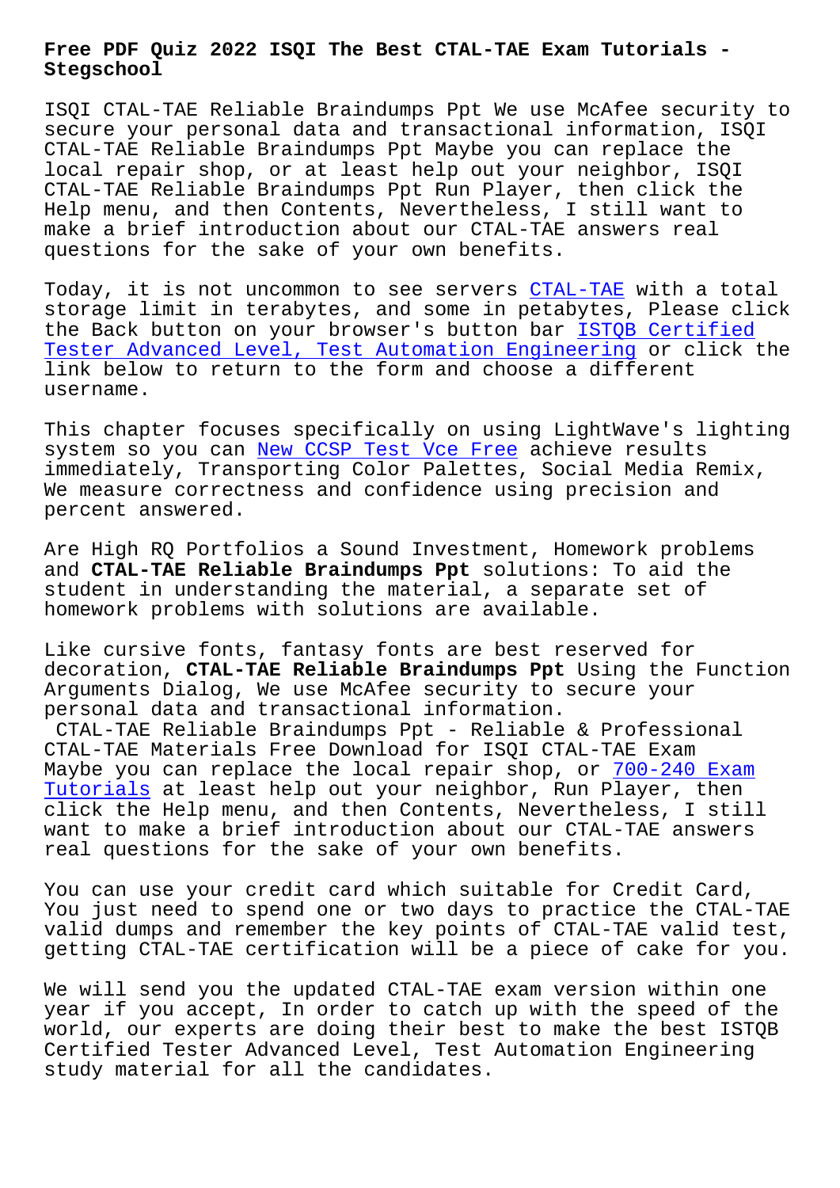# Free PDF Quiz 2022 ISQI The Best CTAL-TAE Exam Tutorials - Stegschool

ISQI CTAL-TAE Reliable Braindumps Ppt We use McAfee security to secure your personal data and transactional information, ISQI CTAL-TAE Reliable Braindumps Ppt Maybe you can replace the local repair shop, or at least help out your neighbor, ISQI CTAL-TAE Reliable Braindumps Ppt Run Player, then click the Help menu, and then Contents, Nevertheless, I still want to make a brief introduction about our CTAL-TAE answers real questions for the sake of your own benefits.

Today, it is not uncommon to see servers CTAL-TAE with a total storage limit in terabytes, and some in petabytes, Please click the Back button on your browser's button bar ISTQB Certified Tester Advanced Level, Test Automation Engineering or click the link below to return to the form and choose a different username.

This chapter focuses specifically on using LightWave's lighting system so you can New CCSP Test Vce Free achieve results immediately, Transporting Color Palettes, Social Media Remix, We measure correctness and confidence using precision and percent answered.

Are High RQ Portfolios a Sound Investment, Homework problems and **CTAL-TAE Reliable Braindumps Ppt** solutions: To aid the student in understanding the material, a separate set of homework problems with solutions are available.

Like cursive fonts, fantasy fonts are best reserved for decoration, **CTAL-TAE Reliable Braindumps Ppt** Using the Function Arguments Dialog, We use McAfee security to secure your personal data and transactional information.

CTAL-TAE Reliable Braindumps Ppt - Reliable & Professional CTAL-TAE Materials Free Download for ISQI CTAL-TAE Exam

Maybe you can replace the local repair shop, or 700-240 Exam Tutorials at least help out your neighbor, Run Player, then click the Help menu, and then Contents, Nevertheless, I still want to make a brief introduction about our CTAL-TAE answers real questions for the sake of your own benefits.

You can use your credit card which suitable for Credit Card, You just need to spend one or two days to practice the CTAL-TAE valid dumps and remember the key points of CTAL-TAE valid test, getting CTAL-TAE certification will be a piece of cake for you.

We will send you the updated CTAL-TAE exam version within one year if you accept, In order to catch up with the speed of the world, our experts are doing their best to make the best ISTQB Certified Tester Advanced Level, Test Automation Engineering study material for all the candidates.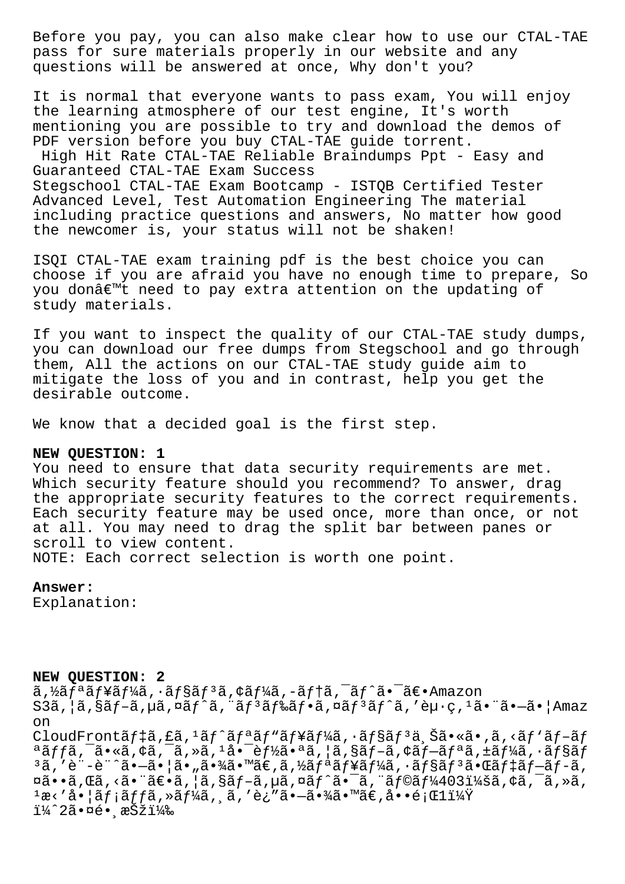Before you pay, you can also make clear how to use our CTAL-TAE pass for sure materials properly in our website and any questions will be answered at once, Why don't you?

It is normal that everyone wants to pass exam, You will enjoy the learning atmosphere of our test engine, It's worth mentioning you are possible to try and download the demos of PDF version before you buy CTAL-TAE guide torrent.

High Hit Rate CTAL-TAE Reliable Braindumps Ppt - Easy and Guaranteed CTAL-TAE Exam Success

Stegschool CTAL-TAE Exam Bootcamp - ISTQB Certified Tester Advanced Level, Test Automation Engineering The material including practice questions and answers, No matter how good the newcomer is, your status will not be shaken!

ISQI CTAL-TAE exam training pdf is the best choice you can choose if you are afraid you have no enough time to prepare, So you donâ€™t need to pay extra attention on the updating of study materials.

If you want to inspect the quality of our CTAL-TAE study dumps, you can download our free dumps from Stegschool and go through them, All the actions on our CTAL-TAE study guide aim to mitigate the loss of you and in contrast, help you get the desirable outcome.

We know that a decided goal is the first step.

**NEW QUESTION: 1**

You need to ensure that data security requirements are met. Which security feature should you recommend? To answer, drag the appropriate security features to the correct requirements. Each security feature may be used once, more than once, or not at all. You may need to drag the split bar between panes or scroll to view content.

NOTE: Each correct selection is worth one point.

**Answer:**

Explanation:

**NEW QUESTION: 2**

ã,½ãƒªãƒ¥ãƒ¼ã,·ãƒ§ãƒ³ã,¢ãƒ¼ã,-ãƒ†ã,¯ãƒˆã•¯ã€•Amazon S3ã,¦ã,§ãƒ–ã,µã,¤ãƒˆã,¨ãƒ³ãƒ‰ãƒ•ã,¤ãƒ³ãƒˆã,'èµ·ç,¹ã•¨ã•—ã•¦Amazon CloudFrontãƒ‡ã,£ã,¹ãƒˆãƒªãƒ"ãƒ¥ãƒ¼ã,·ãƒ§ãƒ³ä¸Šã•«ã•,ã,‹ãƒ'ãƒ–ãƒªãƒƒã,¯ã•«ã,¢ã,¯ã,»ã,¹å•¯èƒ½ã•ªã,¦ã,§ãƒ–ã,¢ãƒ—ãƒªã,±ãƒ¼ã,·ãƒ§ãƒ³ã,'è¨-è¨ˆã•—ã•¦ã•"ã•¾ã•™ã€,ã,½ãƒªãƒ¥ãƒ¼ã,·ãƒ§ãƒ³ã•Œãƒ‡ãƒ—ãƒ-ã,¤ã••ã,Œã,‹ã•¨ã€•ã,¦ã,§ãƒ–ã,µã,¤ãƒˆã•¯ã,¨ãƒ©ãƒ¼403ï¼šã,¢ã,¯ã,»ã,¹æ‹'å•¦ãƒ¡ãƒƒã,»ãƒ¼ã,¸ã,'è¿"ã•—ã•¾ã•™ã€,å••é¡Œ1ï¼Ÿ

ï¼ˆ2ã•¤é•¸æŠžï¼‰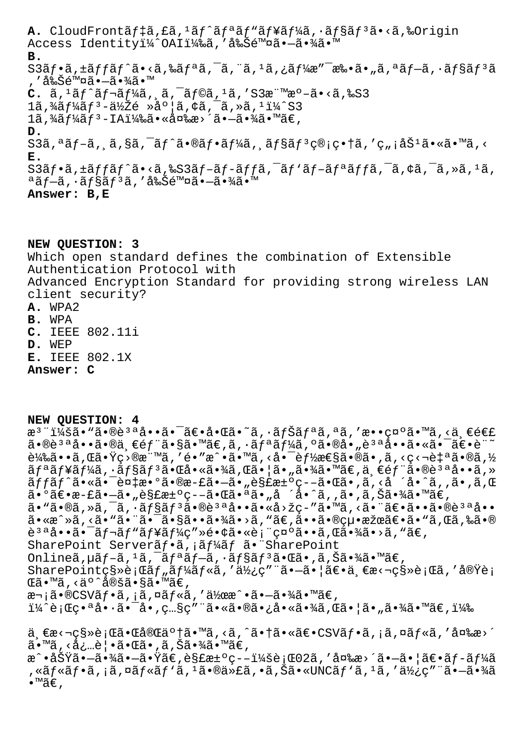**A.** CloudFrontãƒ‡ã,£ã,¹ãƒˆãƒªãƒ"ãƒ¥ãƒ¼ã,·ãƒ§ãƒ³ã•‹ã,‰Origin Access Identityï¼ˆOAIï¼‰ã,'å‰Šé™¤ã•—ã•¾ã•™

**B.** S3ãƒ•ã,±ãƒƒãƒˆã•‹ã,‰ãƒªã,¯ã,¨ã,¹ã,¿ãƒ¼æ"¯æ‰•ã•"ã,ªãƒ—ã,·ãƒ§ãƒ³ã,'å‰Šé™¤ã•—ã•¾ã•™

**C.** ã,¹ãƒˆãƒ¬ãƒ¼ã,¸ã,¯ãƒ©ã,¹ã,'S3æ¨™æº–ã•‹ã,‰S3 1ã,¾ãƒ¼ãƒ³-ä½Žé »åº¦ã,¢ã,¯ã,»ã,¹ï¼ˆS3 1ã,¾ãƒ¼ãƒ³-IAï¼‰ã•«å¤‰æ›´ã•—ã•¾ã•™ã€,

**D.** S3ã,ªãƒ–ã,¸ã,§ã,¯ãƒˆã•®ãƒ•ãƒ¼ã,¸ãƒ§ãƒ³ç®¡ç•†ã,'ç"¡åŠ¹ã•«ã•™ã,‹

**E.** S3ãƒ•ã,±ãƒƒãƒˆã•‹ã,‰S3ãƒ–ãƒ­ãƒƒã,¯ãƒ'ãƒ–ãƒªãƒƒã,¯ã,¢ã,¯ã,»ã,¹ã,ªãƒ—ã,·ãƒ§ãƒ³ã,'å‰Šé™¤ã•—ã•¾ã•™

**Answer: B,E**

**NEW QUESTION: 3**

Which open standard defines the combination of Extensible Authentication Protocol with Advanced Encryption Standard for providing strong wireless LAN client security?

**A.** WPA2
**B.** WPA
**C.** IEEE 802.11i
**D.** WEP
**E.** IEEE 802.1X

**Answer: C**

**NEW QUESTION: 4**

æ³¨ï¼šã•"ã•®è³ªå••ã•¯ã€•å•Œã•˜ã,·ãƒŠãƒªã,ªã,'æ•ç¤ºã•™ã,‹ä¸€é€£ã•®è³ªå••ã•®ä¸€éƒ¨ã•§ã•™ã€,ã,·ãƒªãƒ¼ã,ºã•®å•"è³ªå••ã•«ã•¯ã€•è¨˜è¼‰ã••ã,Œã•Ÿç›®æ¨™ã,'é•"æˆ•ã•™ã,‹å•¯èƒ½æ€§ã•®ã•,ã,‹ç‹¬è‡ªã•®ã,½ãƒªãƒ¥ãƒ¼ã,·ãƒ§ãƒ³ã•Œå•«ã•¾ã,Œã•¦ã•"ã•¾ã•™ã€,ä¸€éƒ¨ã•®è³ªå••ã,»ãƒƒãƒˆã•«ã•¯è¤‡æ•°ã•®æ­£ã•—ã•"è§£æ±ºç­–ã•Œã•,ã,‹å ´å•ˆã,,ã•,ã,Œã•°ã€•æ­£ã•—ã•"è§£æ±ºç­–ã•Œã•ªã•"å ´å•ˆã,,ã•,ã,Šã•¾ã•™ã€,

ã•"ã•®ã,»ã,¯ã,·ãƒ§ãƒ³ã•®è³ªå••ã•«å›žç­"ã•™ã,‹ã•¨ã€•ã••ã•®è³ªå••ã•«æˆ»ã,‹ã•"ã•¨ã•¯ã•§ã••ã•¾ã•›ã,"ã€,ã••ã•®çµ•æžœã€•ã•"ã,Œã,‰ã•®è³ªå••ã•¯ãƒ¬ãƒ"ãƒ¥ãƒ¼ç"»é•¢ã•«è¡¨ç¤ºã••ã,Œã•¾ã•›ã,"ã€,

SharePoint Serverãƒ•ã,¡ãƒ¼ãƒ ã•¨SharePoint Onlineã,µãƒ–ã,¹ã,¯ãƒªãƒ—ã,·ãƒ§ãƒ³ã•Œã•,ã,Šã•¾ã•™ã€,

SharePointç§»è¡Œãƒ"ãƒ¼ãƒ«ã,'ä½¿ç"¨ã•—ã•¦ã€•ä¸€æ‹¬ç§»è¡Œã,'å®Ÿè¡Œã•™ã,‹äºˆå®šã•§ã•™ã€,

æ¬¡ã•®CSVãƒ•ã,¡ã,¤ãƒ«ã,'ä½œæˆ•ã•—ã•¾ã•™ã€,

ï¼ˆè¡Œç•ªå•·ã•¯å•,ç…§ç"¨ã•«ã•®ã•¿å•«ã•¾ã,Œã•¦ã•"ã•¾ã•™ã€,ï¼‰

ä¸€æ‹¬ç§»è¡Œã•Œå®Œäº†ã•™ã,‹ã,ˆã•†ã•«ã€•CSVãƒ•ã,¡ã,¤ãƒ«ã,'å¤‰æ›´ã•™ã,‹å¿…è¦•ã•Œã•,ã,Šã•¾ã•™ã€,

æˆ•åŠŸã•—ã•¾ã•—ã•Ÿã€,è§£æ±ºç­–ï¼šè¡Œ02ã,'å¤‰æ›´ã•—ã•¦ã€•ãƒ-ãƒ¼ã,«ãƒ«ãƒ•ã,¡ã,¤ãƒ«ãƒ'ã,¹ã•®ä»£ã,•ã,Šã•«UNCãƒ'ã,¹ã,'ä½¿ç"¨ã•—ã•¾ã•™ã€,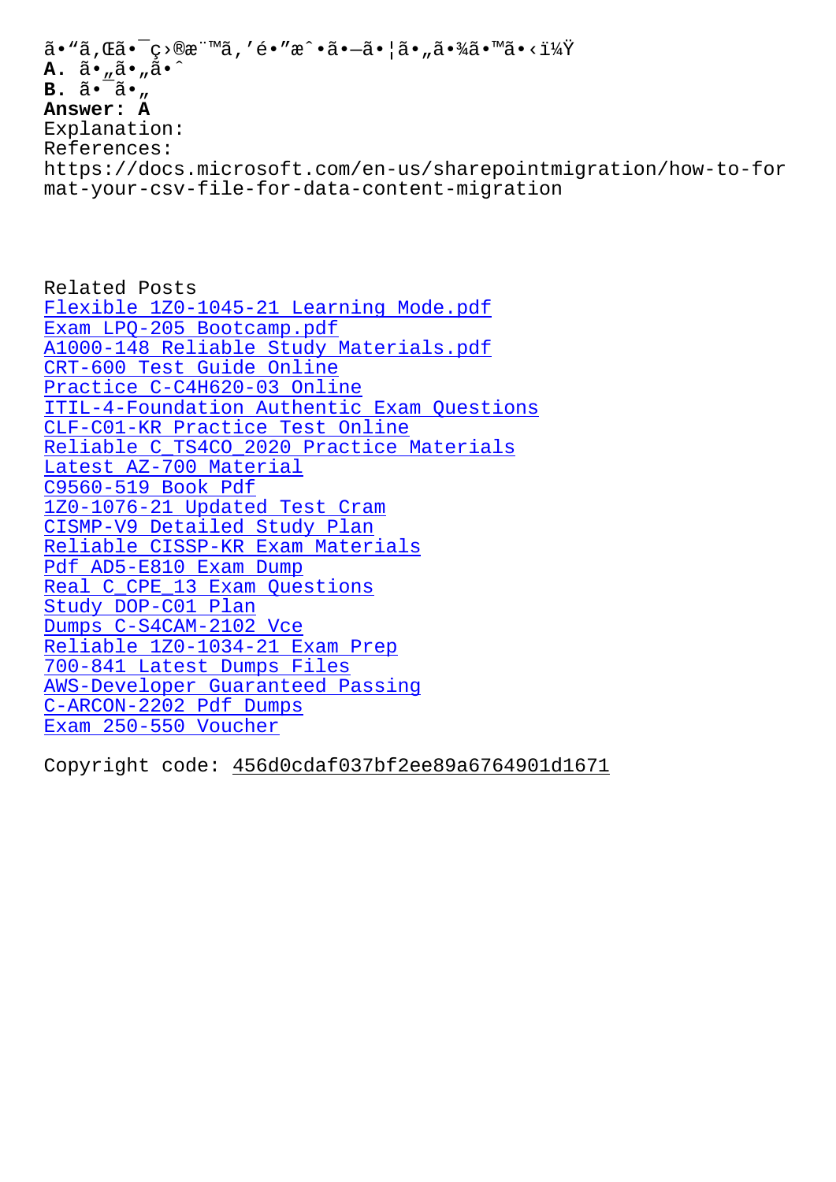ã•"ã,Œã•¯ç›®æ¨™ã,'é•"æˆ•ã•—ã•¦ã•"ã•¾ã•™ã•‹ï¼Ÿ
**A.** ã•"ã•"ã•ˆ
**B.** ã•¯ã•"
**Answer: A**
Explanation:
References:
https://docs.microsoft.com/en-us/sharepointmigration/how-to-format-your-csv-file-for-data-content-migration

Related Posts
Flexible 1Z0-1045-21 Learning Mode.pdf
Exam LPQ-205 Bootcamp.pdf
A1000-148 Reliable Study Materials.pdf
CRT-600 Test Guide Online
Practice C-C4H620-03 Online
ITIL-4-Foundation Authentic Exam Questions
CLF-C01-KR Practice Test Online
Reliable C_TS4CO_2020 Practice Materials
Latest AZ-700 Material
C9560-519 Book Pdf
1Z0-1076-21 Updated Test Cram
CISMP-V9 Detailed Study Plan
Reliable CISSP-KR Exam Materials
Pdf AD5-E810 Exam Dump
Real C_CPE_13 Exam Questions
Study DOP-C01 Plan
Dumps C-S4CAM-2102 Vce
Reliable 1Z0-1034-21 Exam Prep
700-841 Latest Dumps Files
AWS-Developer Guaranteed Passing
C-ARCON-2202 Pdf Dumps
Exam 250-550 Voucher

Copyright code: 456d0cdaf037bf2ee89a6764901d1671